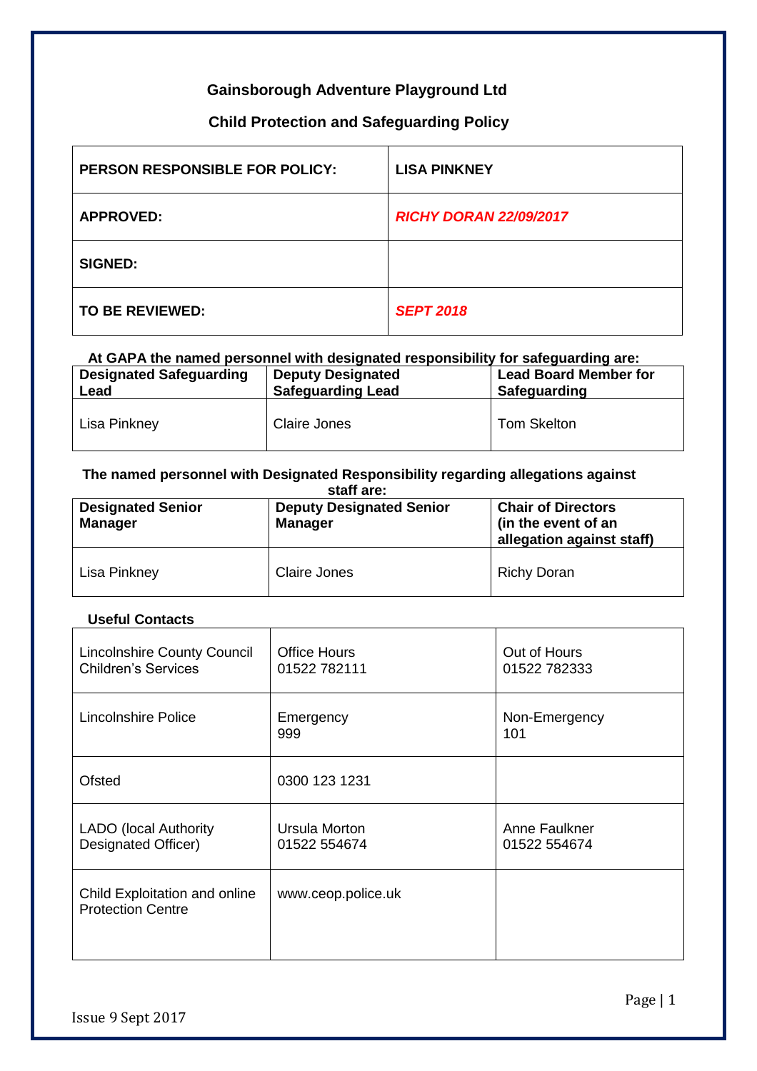# Gainsborough Adventure Playground Ltd

## Child Protection and Safeguarding Policy

| | |
|---|---|
| **PERSON RESPONSIBLE FOR POLICY:** | **LISA PINKNEY** |
| **APPROVED:** | ***RICHY DORAN 22/09/2017*** |
| **SIGNED:** | |
| **TO BE REVIEWED:** | ***SEPT 2018*** |

**At GAPA the named personnel with designated responsibility for safeguarding are:**

| Designated Safeguarding Lead | Deputy Designated Safeguarding Lead | Lead Board Member for Safeguarding |
|---|---|---|
| Lisa Pinkney | Claire Jones | Tom Skelton |

**The named personnel with Designated Responsibility regarding allegations against staff are:**

| Designated Senior Manager | Deputy Designated Senior Manager | Chair of Directors (in the event of an allegation against staff) |
|---|---|---|
| Lisa Pinkney | Claire Jones | Richy Doran |

**Useful Contacts**

| | | |
|---|---|---|
| Lincolnshire County Council Children's Services | Office Hours 01522 782111 | Out of Hours 01522 782333 |
| Lincolnshire Police | Emergency 999 | Non-Emergency 101 |
| Ofsted | 0300 123 1231 | |
| LADO (local Authority Designated Officer) | Ursula Morton 01522 554674 | Anne Faulkner 01522 554674 |
| Child Exploitation and online Protection Centre | www.ceop.police.uk | |

Issue 9 Sept 2017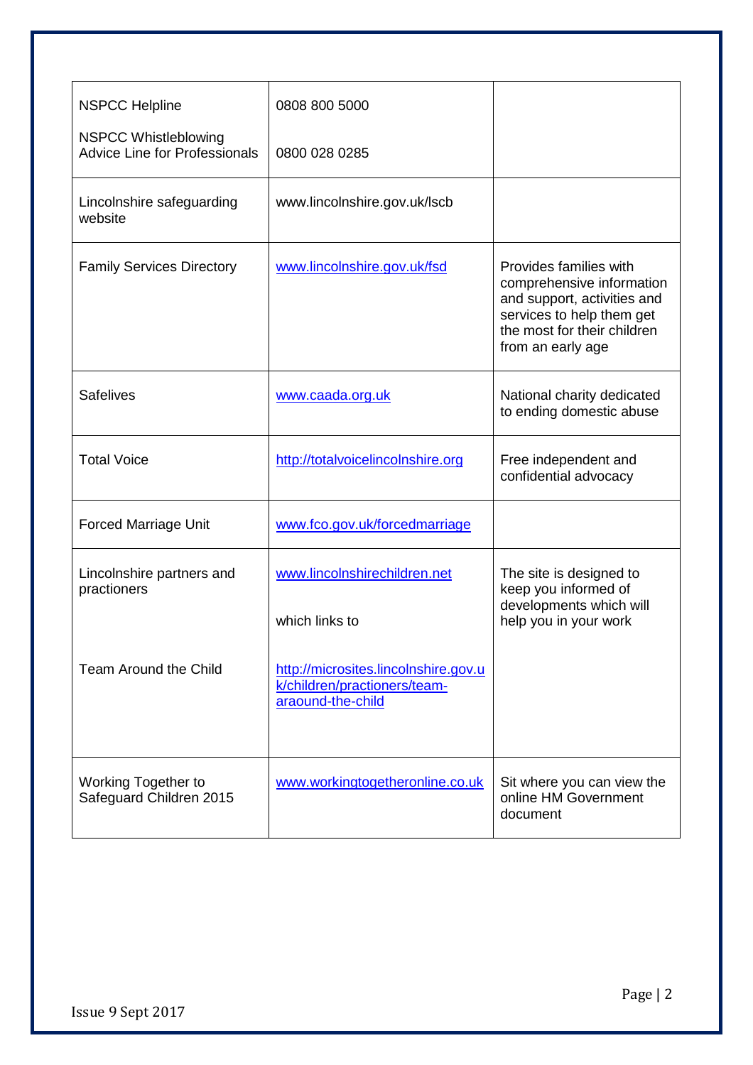| | | |
|---|---|---|
| NSPCC Helpline<br><br>NSPCC Whistleblowing Advice Line for Professionals | 0808 800 5000<br><br>0800 028 0285 | |
| Lincolnshire safeguarding website | www.lincolnshire.gov.uk/lscb | |
| Family Services Directory | www.lincolnshire.gov.uk/fsd | Provides families with comprehensive information and support, activities and services to help them get the most for their children from an early age |
| Safelives | www.caada.org.uk | National charity dedicated to ending domestic abuse |
| Total Voice | http://totalvoicelincolnshire.org | Free independent and confidential advocacy |
| Forced Marriage Unit | www.fco.gov.uk/forcedmarriage | |
| Lincolnshire partners and practioners<br><br>Team Around the Child | www.lincolnshirechildren.net<br><br>which links to<br><br>http://microsites.lincolnshire.gov.uk/children/practioners/team-araound-the-child | The site is designed to keep you informed of developments which will help you in your work |
| Working Together to Safeguard Children 2015 | www.workingtogetheronline.co.uk | Sit where you can view the online HM Government document |

Issue 9 Sept 2017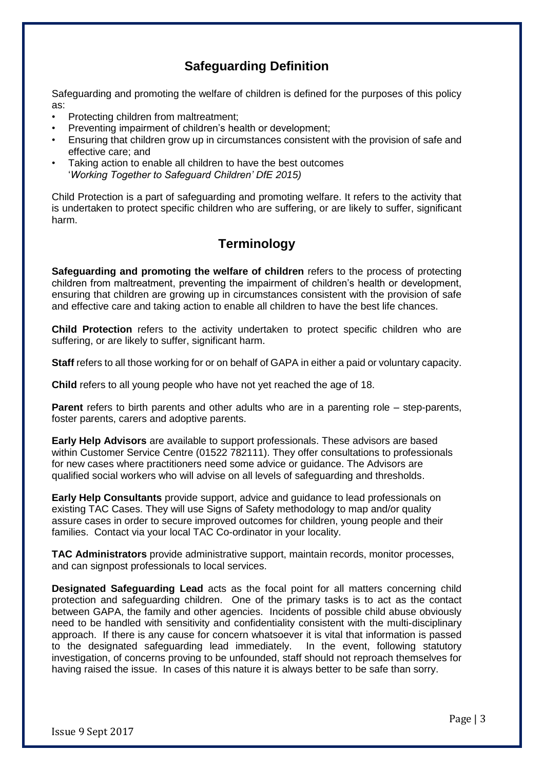## Safeguarding Definition

Safeguarding and promoting the welfare of children is defined for the purposes of this policy as:

- Protecting children from maltreatment;
- Preventing impairment of children's health or development;
- Ensuring that children grow up in circumstances consistent with the provision of safe and effective care; and
- Taking action to enable all children to have the best outcomes
  '*Working Together to Safeguard Children' DfE 2015)*

Child Protection is a part of safeguarding and promoting welfare. It refers to the activity that is undertaken to protect specific children who are suffering, or are likely to suffer, significant harm.

## Terminology

**Safeguarding and promoting the welfare of children** refers to the process of protecting children from maltreatment, preventing the impairment of children's health or development, ensuring that children are growing up in circumstances consistent with the provision of safe and effective care and taking action to enable all children to have the best life chances.

**Child Protection** refers to the activity undertaken to protect specific children who are suffering, or are likely to suffer, significant harm.

**Staff** refers to all those working for or on behalf of GAPA in either a paid or voluntary capacity.

**Child** refers to all young people who have not yet reached the age of 18.

**Parent** refers to birth parents and other adults who are in a parenting role – step-parents, foster parents, carers and adoptive parents.

**Early Help Advisors** are available to support professionals. These advisors are based within Customer Service Centre (01522 782111). They offer consultations to professionals for new cases where practitioners need some advice or guidance. The Advisors are qualified social workers who will advise on all levels of safeguarding and thresholds.

**Early Help Consultants** provide support, advice and guidance to lead professionals on existing TAC Cases. They will use Signs of Safety methodology to map and/or quality assure cases in order to secure improved outcomes for children, young people and their families. Contact via your local TAC Co-ordinator in your locality.

**TAC Administrators** provide administrative support, maintain records, monitor processes, and can signpost professionals to local services.

**Designated Safeguarding Lead** acts as the focal point for all matters concerning child protection and safeguarding children. One of the primary tasks is to act as the contact between GAPA, the family and other agencies. Incidents of possible child abuse obviously need to be handled with sensitivity and confidentiality consistent with the multi-disciplinary approach. If there is any cause for concern whatsoever it is vital that information is passed to the designated safeguarding lead immediately. In the event, following statutory investigation, of concerns proving to be unfounded, staff should not reproach themselves for having raised the issue. In cases of this nature it is always better to be safe than sorry.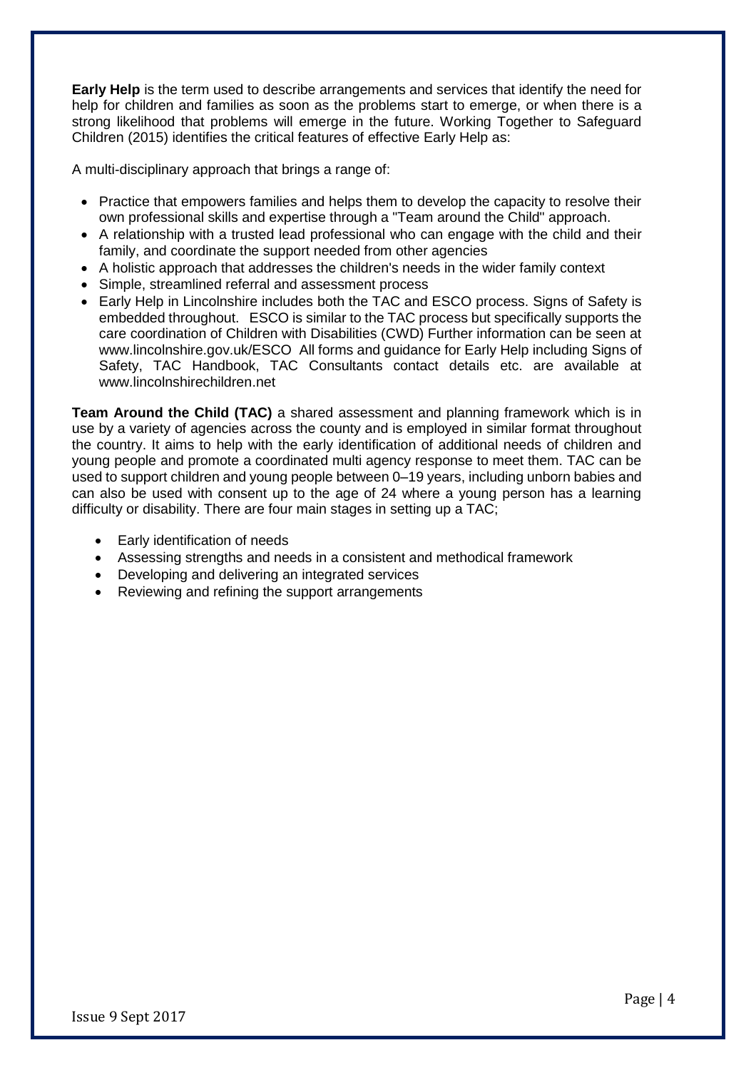**Early Help** is the term used to describe arrangements and services that identify the need for help for children and families as soon as the problems start to emerge, or when there is a strong likelihood that problems will emerge in the future. Working Together to Safeguard Children (2015) identifies the critical features of effective Early Help as:

A multi-disciplinary approach that brings a range of:

- Practice that empowers families and helps them to develop the capacity to resolve their own professional skills and expertise through a "Team around the Child" approach.
- A relationship with a trusted lead professional who can engage with the child and their family, and coordinate the support needed from other agencies
- A holistic approach that addresses the children's needs in the wider family context
- Simple, streamlined referral and assessment process
- Early Help in Lincolnshire includes both the TAC and ESCO process. Signs of Safety is embedded throughout. ESCO is similar to the TAC process but specifically supports the care coordination of Children with Disabilities (CWD) Further information can be seen at www.lincolnshire.gov.uk/ESCO All forms and guidance for Early Help including Signs of Safety, TAC Handbook, TAC Consultants contact details etc. are available at www.lincolnshirechildren.net

**Team Around the Child (TAC)** a shared assessment and planning framework which is in use by a variety of agencies across the county and is employed in similar format throughout the country. It aims to help with the early identification of additional needs of children and young people and promote a coordinated multi agency response to meet them. TAC can be used to support children and young people between 0–19 years, including unborn babies and can also be used with consent up to the age of 24 where a young person has a learning difficulty or disability. There are four main stages in setting up a TAC;

- Early identification of needs
- Assessing strengths and needs in a consistent and methodical framework
- Developing and delivering an integrated services
- Reviewing and refining the support arrangements

Issue 9 Sept 2017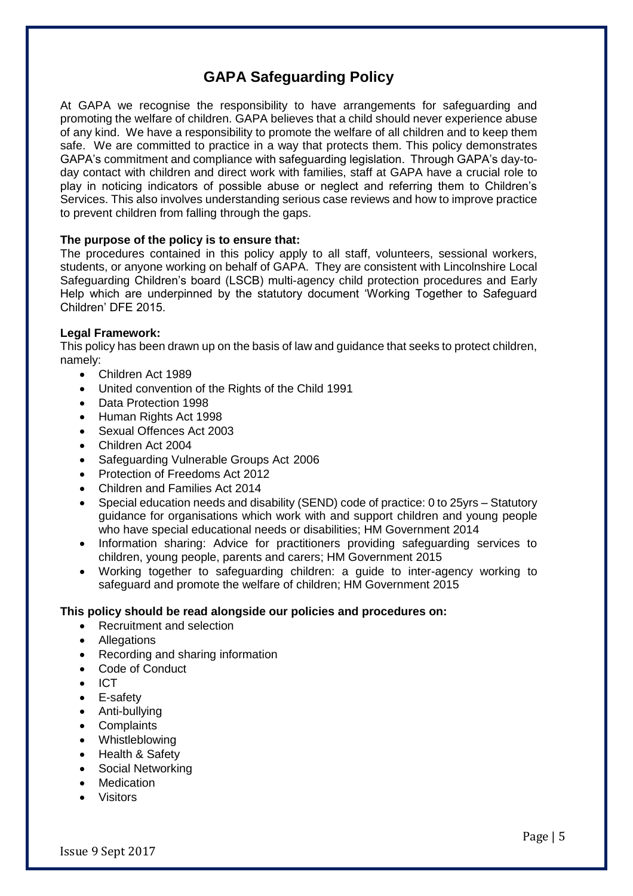# GAPA Safeguarding Policy

At GAPA we recognise the responsibility to have arrangements for safeguarding and promoting the welfare of children. GAPA believes that a child should never experience abuse of any kind. We have a responsibility to promote the welfare of all children and to keep them safe. We are committed to practice in a way that protects them. This policy demonstrates GAPA's commitment and compliance with safeguarding legislation. Through GAPA's day-to-day contact with children and direct work with families, staff at GAPA have a crucial role to play in noticing indicators of possible abuse or neglect and referring them to Children's Services. This also involves understanding serious case reviews and how to improve practice to prevent children from falling through the gaps.

**The purpose of the policy is to ensure that:**

The procedures contained in this policy apply to all staff, volunteers, sessional workers, students, or anyone working on behalf of GAPA. They are consistent with Lincolnshire Local Safeguarding Children's board (LSCB) multi-agency child protection procedures and Early Help which are underpinned by the statutory document 'Working Together to Safeguard Children' DFE 2015.

**Legal Framework:**

This policy has been drawn up on the basis of law and guidance that seeks to protect children, namely:

- Children Act 1989
- United convention of the Rights of the Child 1991
- Data Protection 1998
- Human Rights Act 1998
- Sexual Offences Act 2003
- Children Act 2004
- Safeguarding Vulnerable Groups Act 2006
- Protection of Freedoms Act 2012
- Children and Families Act 2014
- Special education needs and disability (SEND) code of practice: 0 to 25yrs – Statutory guidance for organisations which work with and support children and young people who have special educational needs or disabilities; HM Government 2014
- Information sharing: Advice for practitioners providing safeguarding services to children, young people, parents and carers; HM Government 2015
- Working together to safeguarding children: a guide to inter-agency working to safeguard and promote the welfare of children; HM Government 2015

**This policy should be read alongside our policies and procedures on:**

- Recruitment and selection
- Allegations
- Recording and sharing information
- Code of Conduct
- ICT
- E-safety
- Anti-bullying
- Complaints
- Whistleblowing
- Health & Safety
- Social Networking
- Medication
- Visitors

Issue 9 Sept 2017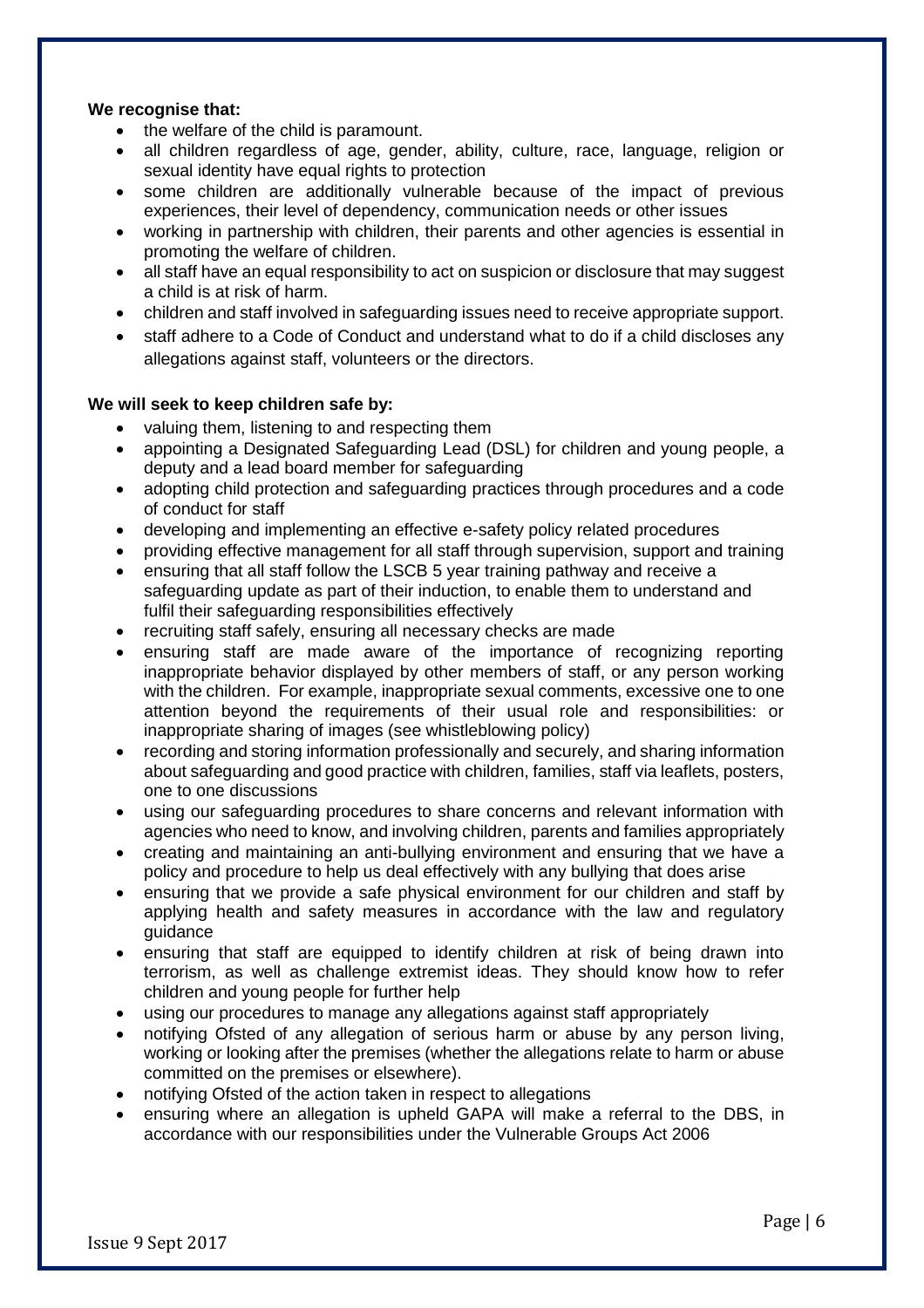**We recognise that:**

- the welfare of the child is paramount.
- all children regardless of age, gender, ability, culture, race, language, religion or sexual identity have equal rights to protection
- some children are additionally vulnerable because of the impact of previous experiences, their level of dependency, communication needs or other issues
- working in partnership with children, their parents and other agencies is essential in promoting the welfare of children.
- all staff have an equal responsibility to act on suspicion or disclosure that may suggest a child is at risk of harm.
- children and staff involved in safeguarding issues need to receive appropriate support.
- staff adhere to a Code of Conduct and understand what to do if a child discloses any allegations against staff, volunteers or the directors.

**We will seek to keep children safe by:**

- valuing them, listening to and respecting them
- appointing a Designated Safeguarding Lead (DSL) for children and young people, a deputy and a lead board member for safeguarding
- adopting child protection and safeguarding practices through procedures and a code of conduct for staff
- developing and implementing an effective e-safety policy related procedures
- providing effective management for all staff through supervision, support and training
- ensuring that all staff follow the LSCB 5 year training pathway and receive a safeguarding update as part of their induction, to enable them to understand and fulfil their safeguarding responsibilities effectively
- recruiting staff safely, ensuring all necessary checks are made
- ensuring staff are made aware of the importance of recognizing reporting inappropriate behavior displayed by other members of staff, or any person working with the children. For example, inappropriate sexual comments, excessive one to one attention beyond the requirements of their usual role and responsibilities: or inappropriate sharing of images (see whistleblowing policy)
- recording and storing information professionally and securely, and sharing information about safeguarding and good practice with children, families, staff via leaflets, posters, one to one discussions
- using our safeguarding procedures to share concerns and relevant information with agencies who need to know, and involving children, parents and families appropriately
- creating and maintaining an anti-bullying environment and ensuring that we have a policy and procedure to help us deal effectively with any bullying that does arise
- ensuring that we provide a safe physical environment for our children and staff by applying health and safety measures in accordance with the law and regulatory guidance
- ensuring that staff are equipped to identify children at risk of being drawn into terrorism, as well as challenge extremist ideas. They should know how to refer children and young people for further help
- using our procedures to manage any allegations against staff appropriately
- notifying Ofsted of any allegation of serious harm or abuse by any person living, working or looking after the premises (whether the allegations relate to harm or abuse committed on the premises or elsewhere).
- notifying Ofsted of the action taken in respect to allegations
- ensuring where an allegation is upheld GAPA will make a referral to the DBS, in accordance with our responsibilities under the Vulnerable Groups Act 2006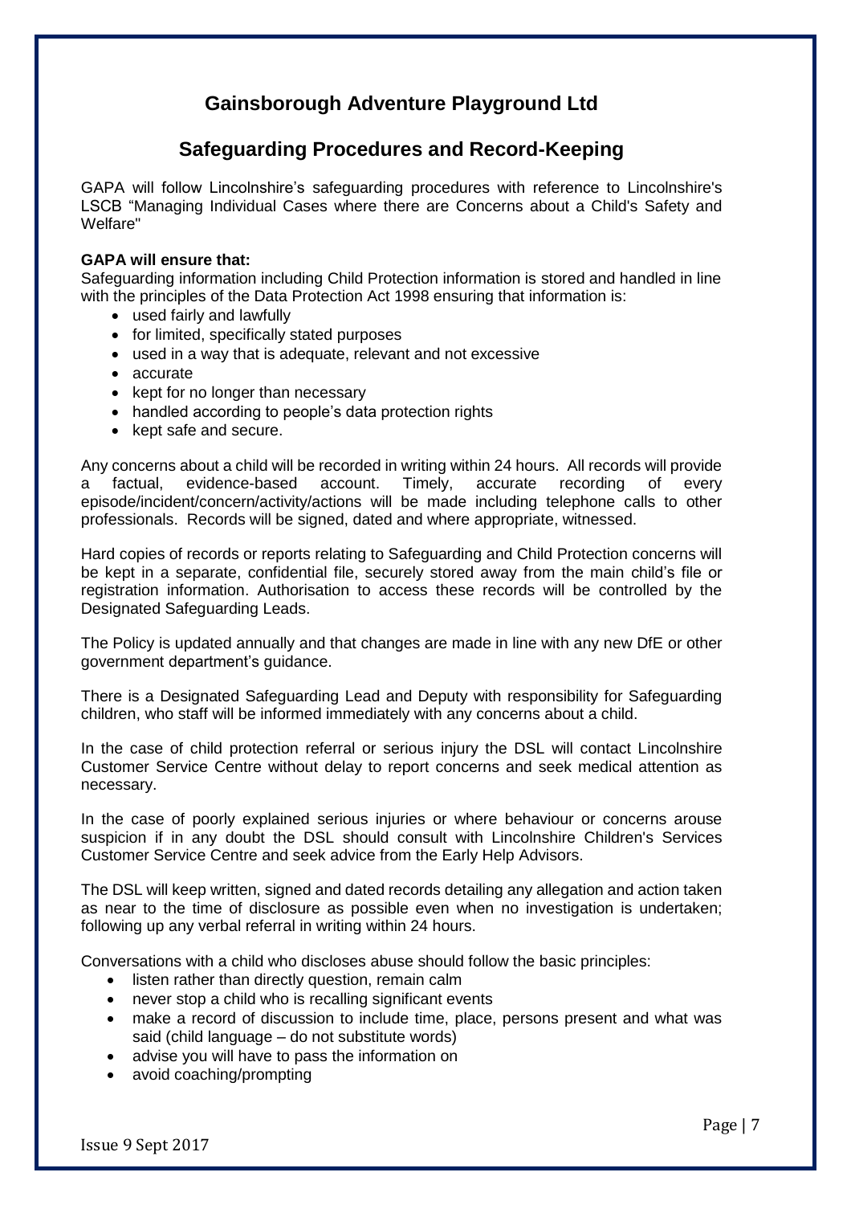# Gainsborough Adventure Playground Ltd

## Safeguarding Procedures and Record-Keeping

GAPA will follow Lincolnshire's safeguarding procedures with reference to Lincolnshire's LSCB "Managing Individual Cases where there are Concerns about a Child's Safety and Welfare"

**GAPA will ensure that:**
Safeguarding information including Child Protection information is stored and handled in line with the principles of the Data Protection Act 1998 ensuring that information is:

- used fairly and lawfully
- for limited, specifically stated purposes
- used in a way that is adequate, relevant and not excessive
- accurate
- kept for no longer than necessary
- handled according to people's data protection rights
- kept safe and secure.

Any concerns about a child will be recorded in writing within 24 hours. All records will provide a factual, evidence-based account. Timely, accurate recording of every episode/incident/concern/activity/actions will be made including telephone calls to other professionals. Records will be signed, dated and where appropriate, witnessed.

Hard copies of records or reports relating to Safeguarding and Child Protection concerns will be kept in a separate, confidential file, securely stored away from the main child's file or registration information. Authorisation to access these records will be controlled by the Designated Safeguarding Leads.

The Policy is updated annually and that changes are made in line with any new DfE or other government department's guidance.

There is a Designated Safeguarding Lead and Deputy with responsibility for Safeguarding children, who staff will be informed immediately with any concerns about a child.

In the case of child protection referral or serious injury the DSL will contact Lincolnshire Customer Service Centre without delay to report concerns and seek medical attention as necessary.

In the case of poorly explained serious injuries or where behaviour or concerns arouse suspicion if in any doubt the DSL should consult with Lincolnshire Children's Services Customer Service Centre and seek advice from the Early Help Advisors.

The DSL will keep written, signed and dated records detailing any allegation and action taken as near to the time of disclosure as possible even when no investigation is undertaken; following up any verbal referral in writing within 24 hours.

Conversations with a child who discloses abuse should follow the basic principles:

- listen rather than directly question, remain calm
- never stop a child who is recalling significant events
- make a record of discussion to include time, place, persons present and what was said (child language – do not substitute words)
- advise you will have to pass the information on
- avoid coaching/prompting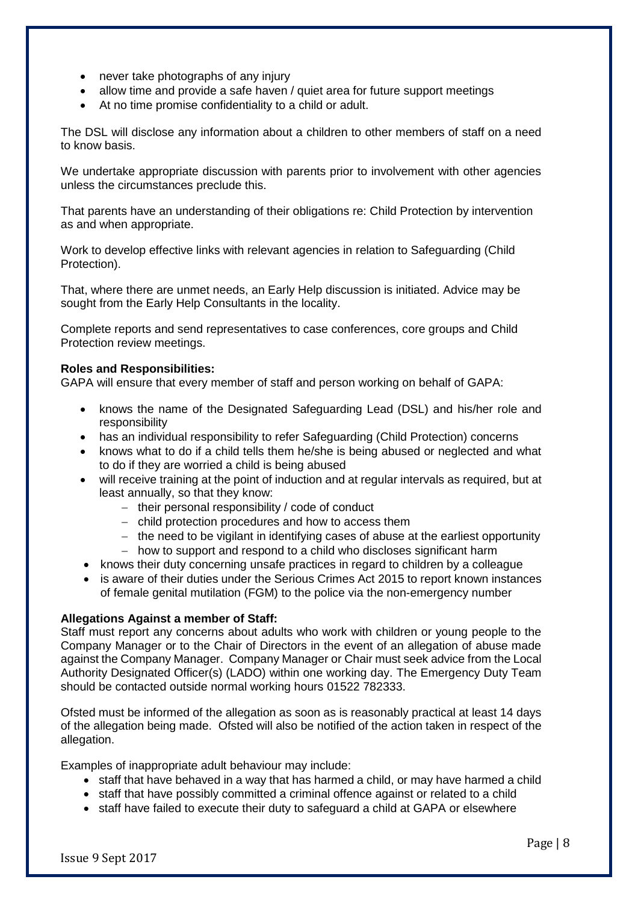- never take photographs of any injury
- allow time and provide a safe haven / quiet area for future support meetings
- At no time promise confidentiality to a child or adult.

The DSL will disclose any information about a children to other members of staff on a need to know basis.

We undertake appropriate discussion with parents prior to involvement with other agencies unless the circumstances preclude this.

That parents have an understanding of their obligations re: Child Protection by intervention as and when appropriate.

Work to develop effective links with relevant agencies in relation to Safeguarding (Child Protection).

That, where there are unmet needs, an Early Help discussion is initiated. Advice may be sought from the Early Help Consultants in the locality.

Complete reports and send representatives to case conferences, core groups and Child Protection review meetings.

**Roles and Responsibilities:**
GAPA will ensure that every member of staff and person working on behalf of GAPA:

- knows the name of the Designated Safeguarding Lead (DSL) and his/her role and responsibility
- has an individual responsibility to refer Safeguarding (Child Protection) concerns
- knows what to do if a child tells them he/she is being abused or neglected and what to do if they are worried a child is being abused
- will receive training at the point of induction and at regular intervals as required, but at least annually, so that they know:
  - their personal responsibility / code of conduct
  - child protection procedures and how to access them
  - the need to be vigilant in identifying cases of abuse at the earliest opportunity
  - how to support and respond to a child who discloses significant harm
- knows their duty concerning unsafe practices in regard to children by a colleague
- is aware of their duties under the Serious Crimes Act 2015 to report known instances of female genital mutilation (FGM) to the police via the non-emergency number

**Allegations Against a member of Staff:**
Staff must report any concerns about adults who work with children or young people to the Company Manager or to the Chair of Directors in the event of an allegation of abuse made against the Company Manager. Company Manager or Chair must seek advice from the Local Authority Designated Officer(s) (LADO) within one working day. The Emergency Duty Team should be contacted outside normal working hours 01522 782333.

Ofsted must be informed of the allegation as soon as is reasonably practical at least 14 days of the allegation being made. Ofsted will also be notified of the action taken in respect of the allegation.

Examples of inappropriate adult behaviour may include:

- staff that have behaved in a way that has harmed a child, or may have harmed a child
- staff that have possibly committed a criminal offence against or related to a child
- staff have failed to execute their duty to safeguard a child at GAPA or elsewhere

Issue 9 Sept 2017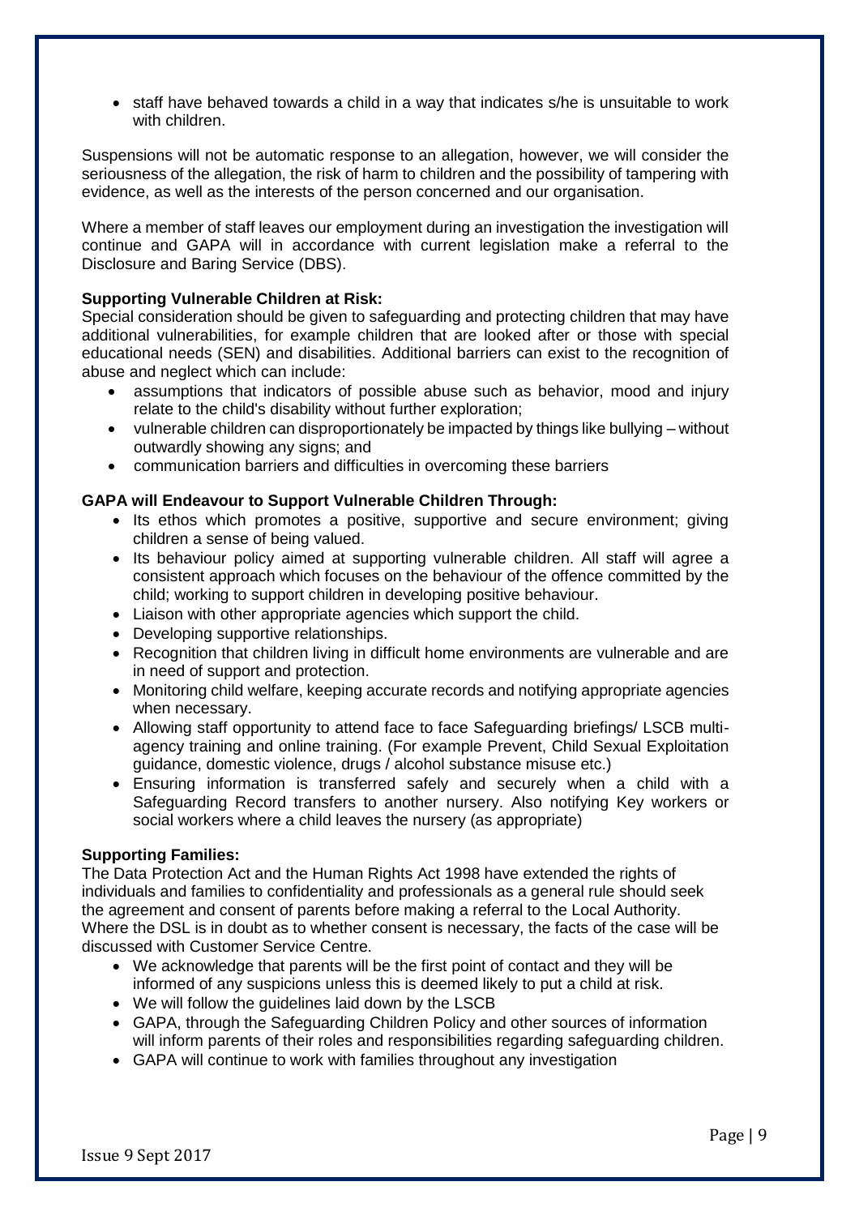- staff have behaved towards a child in a way that indicates s/he is unsuitable to work with children.

Suspensions will not be automatic response to an allegation, however, we will consider the seriousness of the allegation, the risk of harm to children and the possibility of tampering with evidence, as well as the interests of the person concerned and our organisation.

Where a member of staff leaves our employment during an investigation the investigation will continue and GAPA will in accordance with current legislation make a referral to the Disclosure and Baring Service (DBS).

**Supporting Vulnerable Children at Risk:**

Special consideration should be given to safeguarding and protecting children that may have additional vulnerabilities, for example children that are looked after or those with special educational needs (SEN) and disabilities. Additional barriers can exist to the recognition of abuse and neglect which can include:

- assumptions that indicators of possible abuse such as behavior, mood and injury relate to the child's disability without further exploration;
- vulnerable children can disproportionately be impacted by things like bullying – without outwardly showing any signs; and
- communication barriers and difficulties in overcoming these barriers

**GAPA will Endeavour to Support Vulnerable Children Through:**

- Its ethos which promotes a positive, supportive and secure environment; giving children a sense of being valued.
- Its behaviour policy aimed at supporting vulnerable children. All staff will agree a consistent approach which focuses on the behaviour of the offence committed by the child; working to support children in developing positive behaviour.
- Liaison with other appropriate agencies which support the child.
- Developing supportive relationships.
- Recognition that children living in difficult home environments are vulnerable and are in need of support and protection.
- Monitoring child welfare, keeping accurate records and notifying appropriate agencies when necessary.
- Allowing staff opportunity to attend face to face Safeguarding briefings/ LSCB multi-agency training and online training. (For example Prevent, Child Sexual Exploitation guidance, domestic violence, drugs / alcohol substance misuse etc.)
- Ensuring information is transferred safely and securely when a child with a Safeguarding Record transfers to another nursery. Also notifying Key workers or social workers where a child leaves the nursery (as appropriate)

**Supporting Families:**

The Data Protection Act and the Human Rights Act 1998 have extended the rights of individuals and families to confidentiality and professionals as a general rule should seek the agreement and consent of parents before making a referral to the Local Authority. Where the DSL is in doubt as to whether consent is necessary, the facts of the case will be discussed with Customer Service Centre.

- We acknowledge that parents will be the first point of contact and they will be informed of any suspicions unless this is deemed likely to put a child at risk.
- We will follow the guidelines laid down by the LSCB
- GAPA, through the Safeguarding Children Policy and other sources of information will inform parents of their roles and responsibilities regarding safeguarding children.
- GAPA will continue to work with families throughout any investigation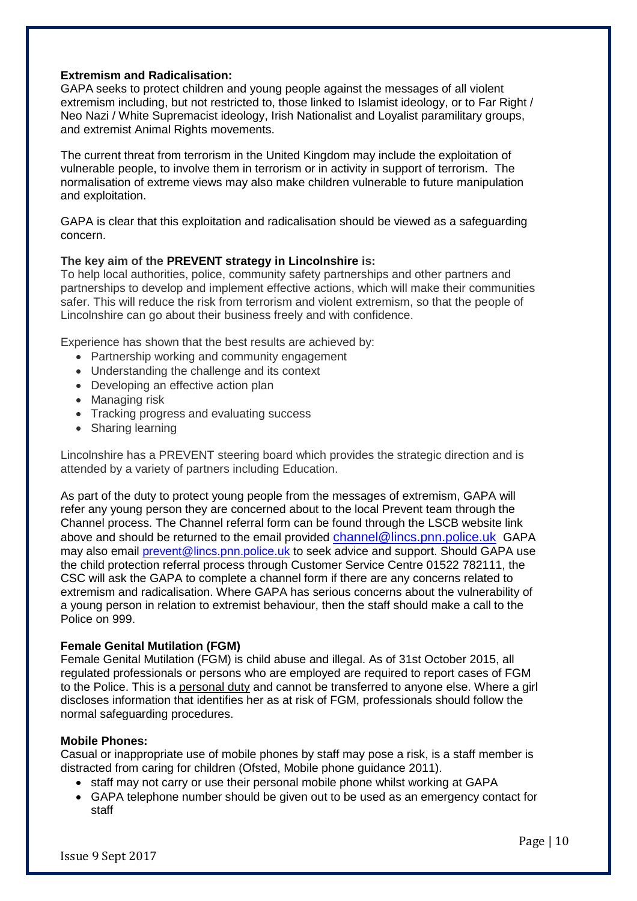**Extremism and Radicalisation:**
GAPA seeks to protect children and young people against the messages of all violent extremism including, but not restricted to, those linked to Islamist ideology, or to Far Right / Neo Nazi / White Supremacist ideology, Irish Nationalist and Loyalist paramilitary groups, and extremist Animal Rights movements.

The current threat from terrorism in the United Kingdom may include the exploitation of vulnerable people, to involve them in terrorism or in activity in support of terrorism. The normalisation of extreme views may also make children vulnerable to future manipulation and exploitation.

GAPA is clear that this exploitation and radicalisation should be viewed as a safeguarding concern.

**The key aim of the PREVENT strategy in Lincolnshire is:**
To help local authorities, police, community safety partnerships and other partners and partnerships to develop and implement effective actions, which will make their communities safer. This will reduce the risk from terrorism and violent extremism, so that the people of Lincolnshire can go about their business freely and with confidence.

Experience has shown that the best results are achieved by:

- Partnership working and community engagement
- Understanding the challenge and its context
- Developing an effective action plan
- Managing risk
- Tracking progress and evaluating success
- Sharing learning

Lincolnshire has a PREVENT steering board which provides the strategic direction and is attended by a variety of partners including Education.

As part of the duty to protect young people from the messages of extremism, GAPA will refer any young person they are concerned about to the local Prevent team through the Channel process. The Channel referral form can be found through the LSCB website link above and should be returned to the email provided channel@lincs.pnn.police.uk GAPA may also email prevent@lincs.pnn.police.uk to seek advice and support. Should GAPA use the child protection referral process through Customer Service Centre 01522 782111, the CSC will ask the GAPA to complete a channel form if there are any concerns related to extremism and radicalisation. Where GAPA has serious concerns about the vulnerability of a young person in relation to extremist behaviour, then the staff should make a call to the Police on 999.

**Female Genital Mutilation (FGM)**
Female Genital Mutilation (FGM) is child abuse and illegal. As of 31st October 2015, all regulated professionals or persons who are employed are required to report cases of FGM to the Police. This is a personal duty and cannot be transferred to anyone else. Where a girl discloses information that identifies her as at risk of FGM, professionals should follow the normal safeguarding procedures.

**Mobile Phones:**
Casual or inappropriate use of mobile phones by staff may pose a risk, is a staff member is distracted from caring for children (Ofsted, Mobile phone guidance 2011).

- staff may not carry or use their personal mobile phone whilst working at GAPA
- GAPA telephone number should be given out to be used as an emergency contact for staff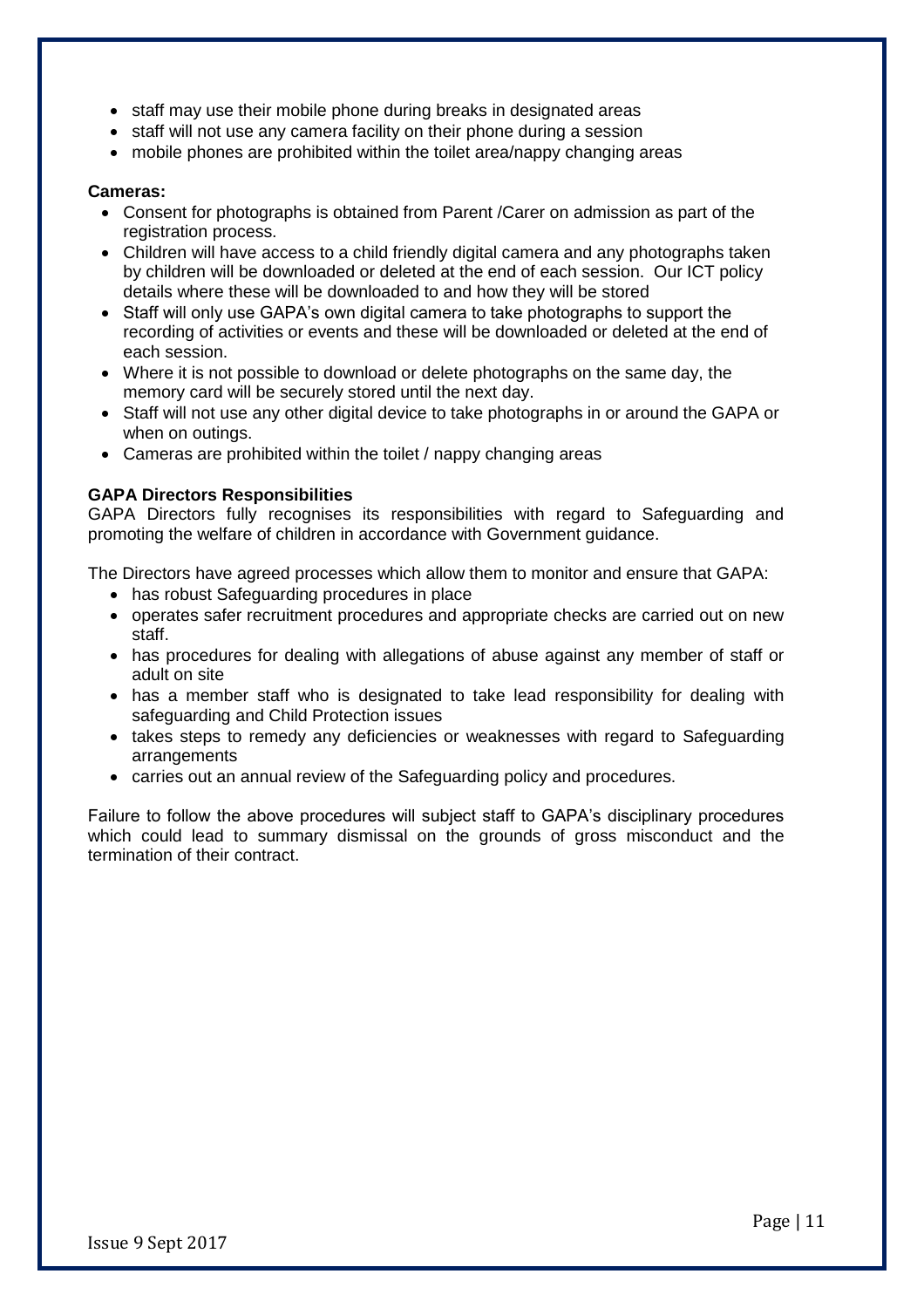- staff may use their mobile phone during breaks in designated areas
- staff will not use any camera facility on their phone during a session
- mobile phones are prohibited within the toilet area/nappy changing areas

**Cameras:**

- Consent for photographs is obtained from Parent /Carer on admission as part of the registration process.
- Children will have access to a child friendly digital camera and any photographs taken by children will be downloaded or deleted at the end of each session. Our ICT policy details where these will be downloaded to and how they will be stored
- Staff will only use GAPA's own digital camera to take photographs to support the recording of activities or events and these will be downloaded or deleted at the end of each session.
- Where it is not possible to download or delete photographs on the same day, the memory card will be securely stored until the next day.
- Staff will not use any other digital device to take photographs in or around the GAPA or when on outings.
- Cameras are prohibited within the toilet / nappy changing areas

**GAPA Directors Responsibilities**

GAPA Directors fully recognises its responsibilities with regard to Safeguarding and promoting the welfare of children in accordance with Government guidance.

The Directors have agreed processes which allow them to monitor and ensure that GAPA:

- has robust Safeguarding procedures in place
- operates safer recruitment procedures and appropriate checks are carried out on new staff.
- has procedures for dealing with allegations of abuse against any member of staff or adult on site
- has a member staff who is designated to take lead responsibility for dealing with safeguarding and Child Protection issues
- takes steps to remedy any deficiencies or weaknesses with regard to Safeguarding arrangements
- carries out an annual review of the Safeguarding policy and procedures.

Failure to follow the above procedures will subject staff to GAPA's disciplinary procedures which could lead to summary dismissal on the grounds of gross misconduct and the termination of their contract.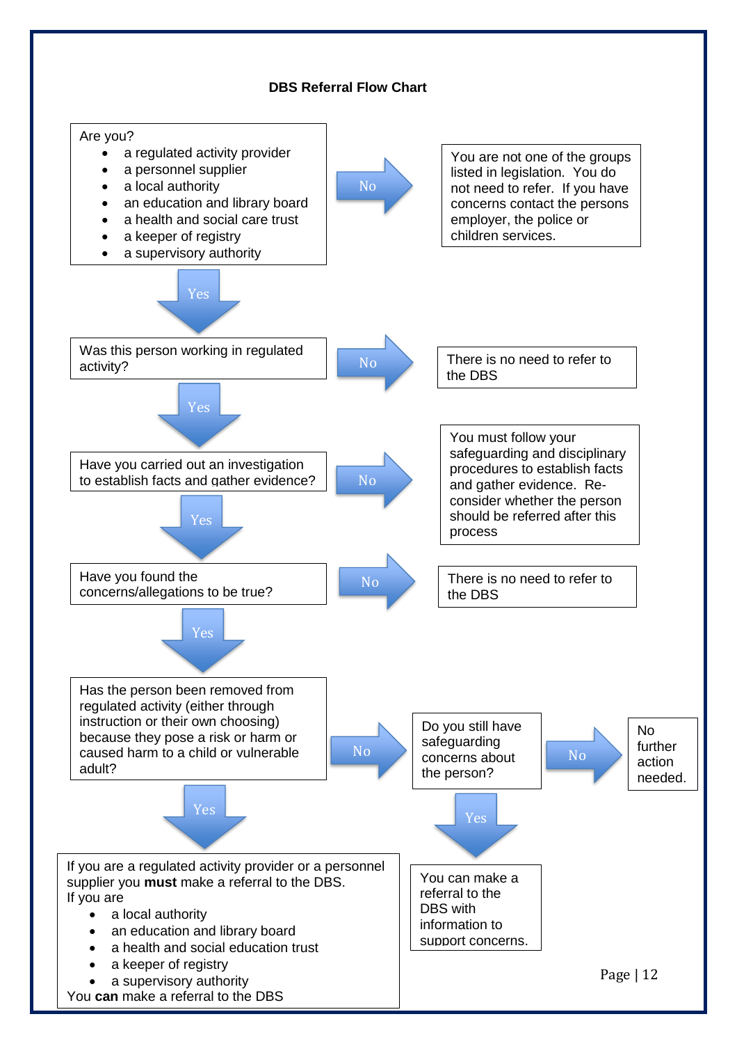**DBS Referral Flow Chart**

Are you?

- a regulated activity provider
- a personnel supplier
- a local authority
- an education and library board
- a health and social care trust
- a keeper of registry
- a supervisory authority

No → You are not one of the groups listed in legislation. You do not need to refer. If you have concerns contact the persons employer, the police or children services.

Yes ↓

Was this person working in regulated activity?

No → There is no need to refer to the DBS

Yes ↓

Have you carried out an investigation to establish facts and gather evidence?

No → You must follow your safeguarding and disciplinary procedures to establish facts and gather evidence. Re-consider whether the person should be referred after this process

Yes ↓

Have you found the concerns/allegations to be true?

No → There is no need to refer to the DBS

Yes ↓

Has the person been removed from regulated activity (either through instruction or their own choosing) because they pose a risk or harm or caused harm to a child or vulnerable adult?

No → Do you still have safeguarding concerns about the person?

- No → No further action needed.
- Yes ↓ You can make a referral to the DBS with information to support concerns.

Yes ↓

If you are a regulated activity provider or a personnel supplier you **must** make a referral to the DBS.
If you are

- a local authority
- an education and library board
- a health and social education trust
- a keeper of registry
- a supervisory authority

You **can** make a referral to the DBS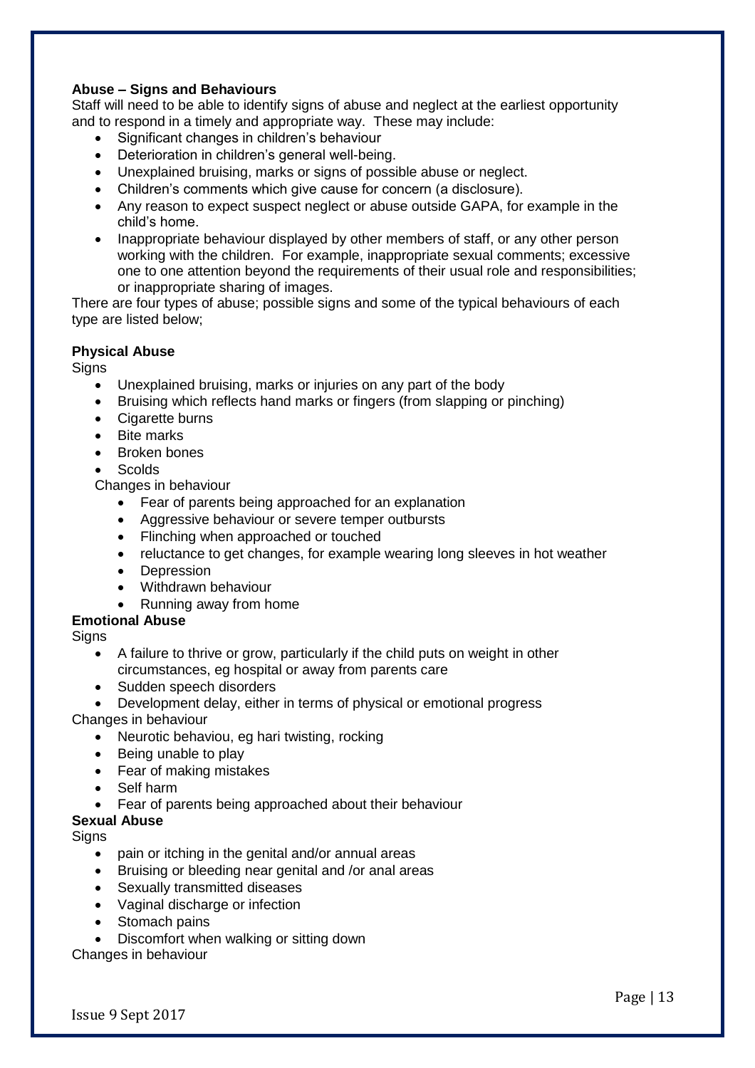**Abuse – Signs and Behaviours**

Staff will need to be able to identify signs of abuse and neglect at the earliest opportunity and to respond in a timely and appropriate way. These may include:

- Significant changes in children's behaviour
- Deterioration in children's general well-being.
- Unexplained bruising, marks or signs of possible abuse or neglect.
- Children's comments which give cause for concern (a disclosure).
- Any reason to expect suspect neglect or abuse outside GAPA, for example in the child's home.
- Inappropriate behaviour displayed by other members of staff, or any other person working with the children. For example, inappropriate sexual comments; excessive one to one attention beyond the requirements of their usual role and responsibilities; or inappropriate sharing of images.

There are four types of abuse; possible signs and some of the typical behaviours of each type are listed below;

**Physical Abuse**

Signs

- Unexplained bruising, marks or injuries on any part of the body
- Bruising which reflects hand marks or fingers (from slapping or pinching)
- Cigarette burns
- Bite marks
- Broken bones
- Scolds

Changes in behaviour

- Fear of parents being approached for an explanation
- Aggressive behaviour or severe temper outbursts
- Flinching when approached or touched
- reluctance to get changes, for example wearing long sleeves in hot weather
- Depression
- Withdrawn behaviour
- Running away from home

**Emotional Abuse**

Signs

- A failure to thrive or grow, particularly if the child puts on weight in other circumstances, eg hospital or away from parents care
- Sudden speech disorders
- Development delay, either in terms of physical or emotional progress

Changes in behaviour

- Neurotic behaviou, eg hari twisting, rocking
- Being unable to play
- Fear of making mistakes
- Self harm
- Fear of parents being approached about their behaviour

**Sexual Abuse**

Signs

- pain or itching in the genital and/or annual areas
- Bruising or bleeding near genital and /or anal areas
- Sexually transmitted diseases
- Vaginal discharge or infection
- Stomach pains
- Discomfort when walking or sitting down

Changes in behaviour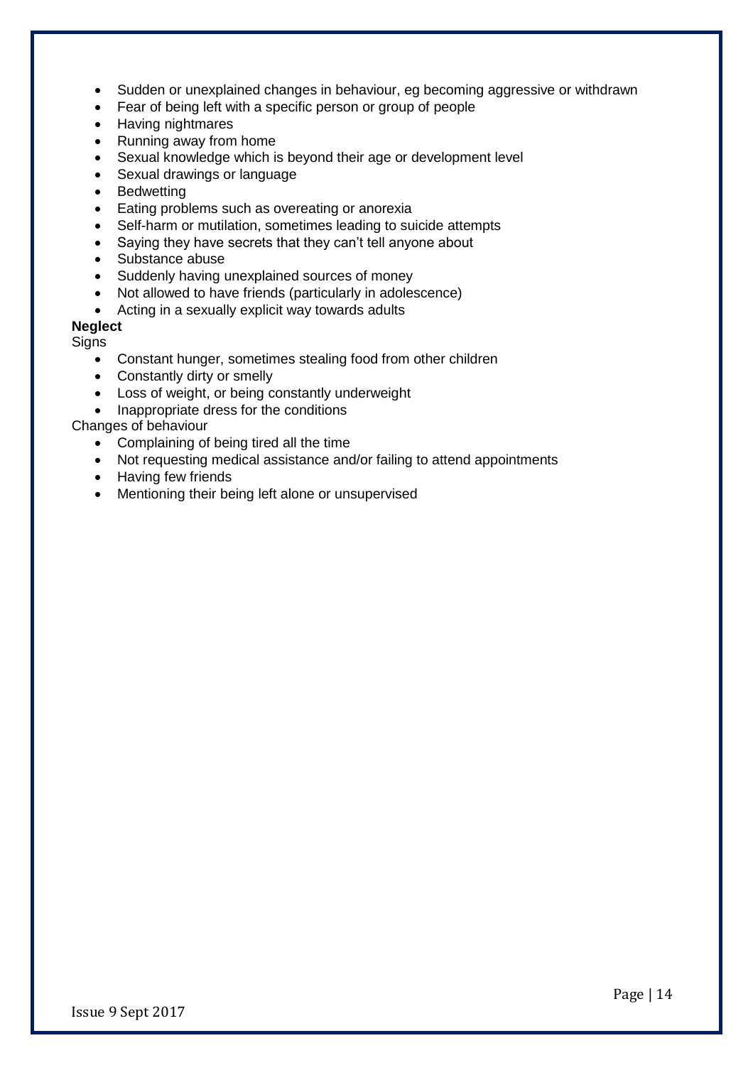- Sudden or unexplained changes in behaviour, eg becoming aggressive or withdrawn
- Fear of being left with a specific person or group of people
- Having nightmares
- Running away from home
- Sexual knowledge which is beyond their age or development level
- Sexual drawings or language
- Bedwetting
- Eating problems such as overeating or anorexia
- Self-harm or mutilation, sometimes leading to suicide attempts
- Saying they have secrets that they can't tell anyone about
- Substance abuse
- Suddenly having unexplained sources of money
- Not allowed to have friends (particularly in adolescence)
- Acting in a sexually explicit way towards adults

**Neglect**

Signs

- Constant hunger, sometimes stealing food from other children
- Constantly dirty or smelly
- Loss of weight, or being constantly underweight
- Inappropriate dress for the conditions

Changes of behaviour

- Complaining of being tired all the time
- Not requesting medical assistance and/or failing to attend appointments
- Having few friends
- Mentioning their being left alone or unsupervised